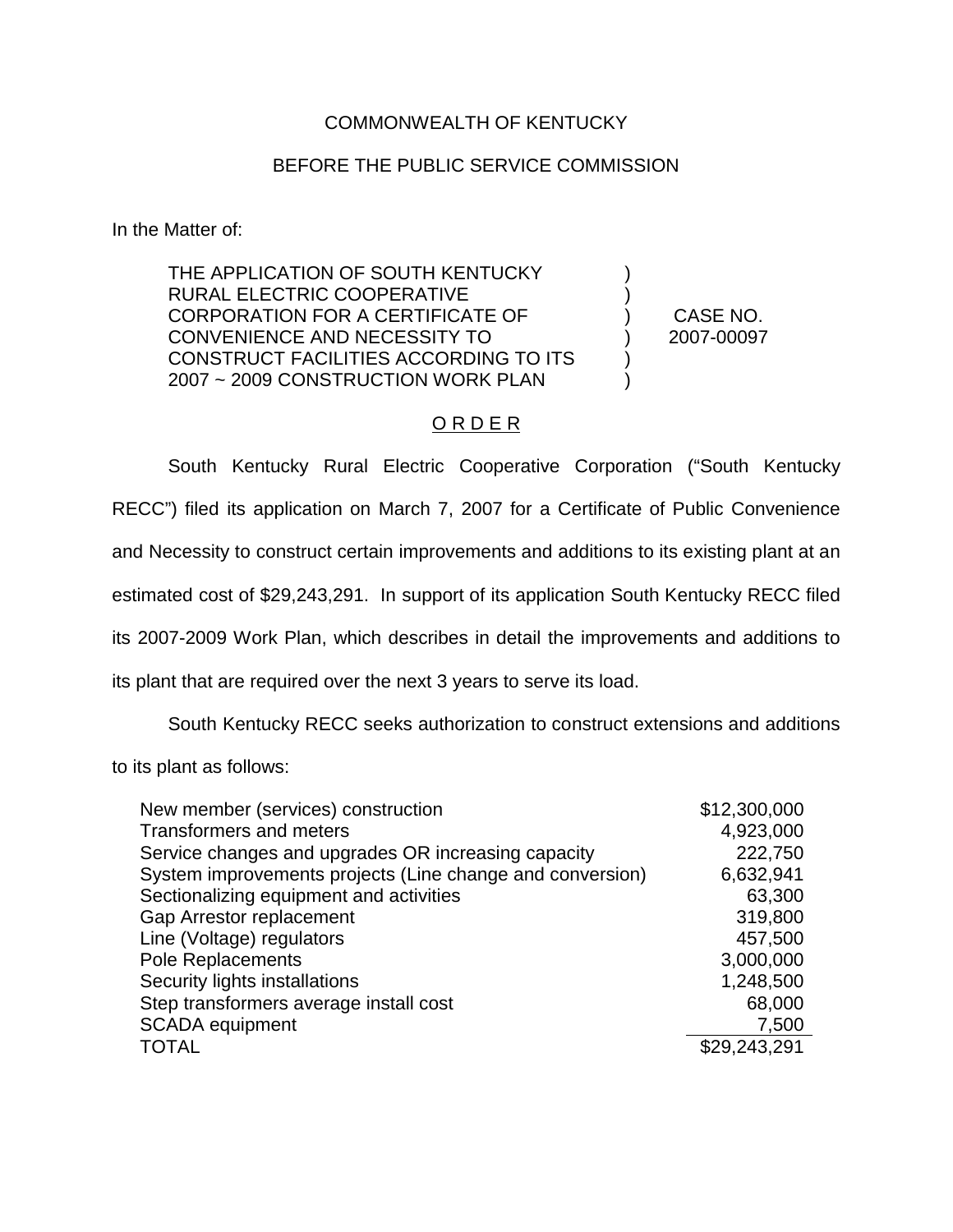COMMONWEALTH OF KENTUCKY

BEFORE THE PUBLIC SERVICE COMMISSION

In the Matter of:

| | | |
|---|---|---|
| THE APPLICATION OF SOUTH KENTUCKY RURAL ELECTRIC COOPERATIVE CORPORATION FOR A CERTIFICATE OF CONVENIENCE AND NECESSITY TO CONSTRUCT FACILITIES ACCORDING TO ITS 2007 ~ 2009 CONSTRUCTION WORK PLAN | ) | CASE NO. 2007-00097 |

## O R D E R

South Kentucky Rural Electric Cooperative Corporation ("South Kentucky RECC") filed its application on March 7, 2007 for a Certificate of Public Convenience and Necessity to construct certain improvements and additions to its existing plant at an estimated cost of $29,243,291. In support of its application South Kentucky RECC filed its 2007-2009 Work Plan, which describes in detail the improvements and additions to its plant that are required over the next 3 years to serve its load.

South Kentucky RECC seeks authorization to construct extensions and additions to its plant as follows:

| Item | Amount |
|---|---:|
| New member (services) construction | $12,300,000 |
| Transformers and meters | 4,923,000 |
| Service changes and upgrades OR increasing capacity | 222,750 |
| System improvements projects (Line change and conversion) | 6,632,941 |
| Sectionalizing equipment and activities | 63,300 |
| Gap Arrestor replacement | 319,800 |
| Line (Voltage) regulators | 457,500 |
| Pole Replacements | 3,000,000 |
| Security lights installations | 1,248,500 |
| Step transformers average install cost | 68,000 |
| SCADA equipment | 7,500 |
| TOTAL | $29,243,291 |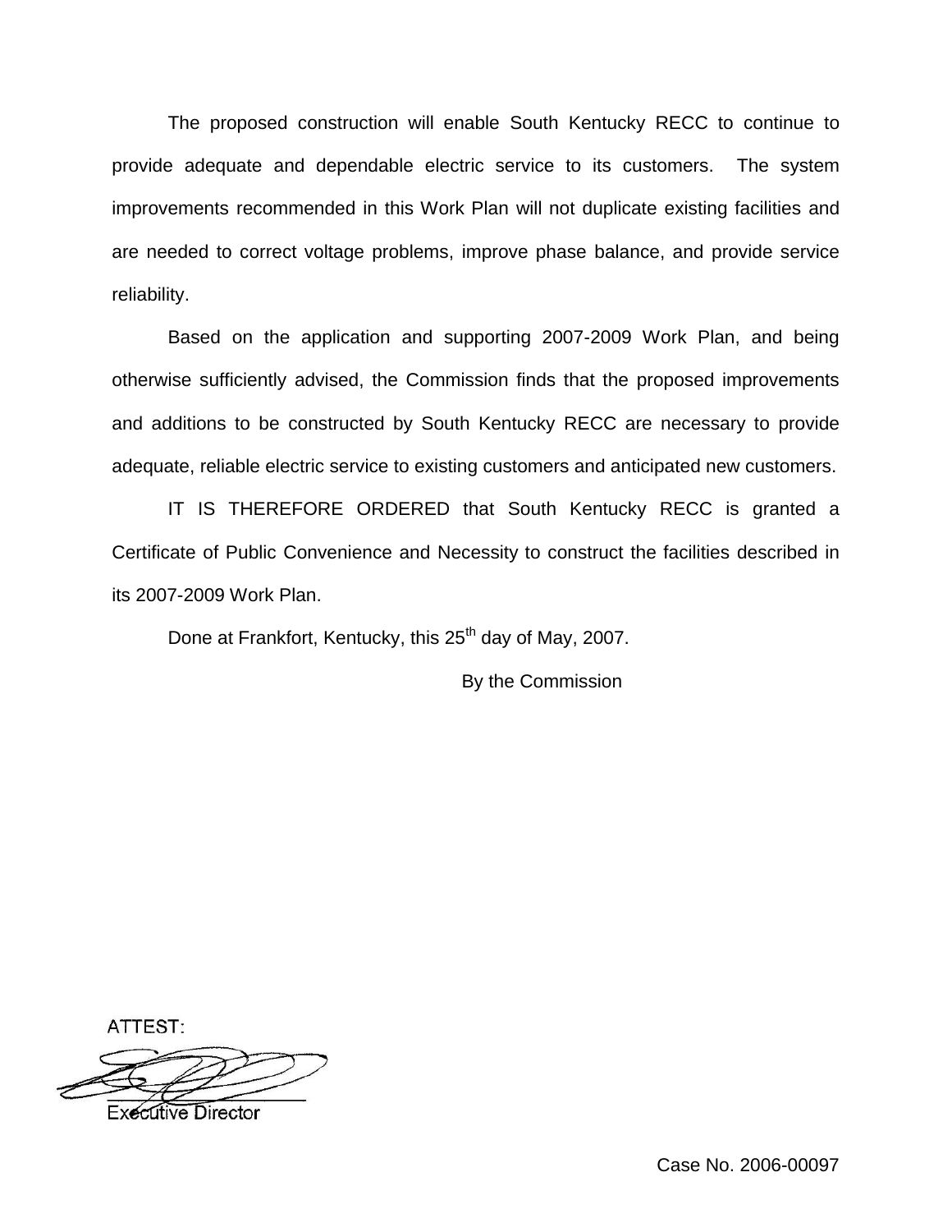The proposed construction will enable South Kentucky RECC to continue to provide adequate and dependable electric service to its customers. The system improvements recommended in this Work Plan will not duplicate existing facilities and are needed to correct voltage problems, improve phase balance, and provide service reliability.

Based on the application and supporting 2007-2009 Work Plan, and being otherwise sufficiently advised, the Commission finds that the proposed improvements and additions to be constructed by South Kentucky RECC are necessary to provide adequate, reliable electric service to existing customers and anticipated new customers.

IT IS THEREFORE ORDERED that South Kentucky RECC is granted a Certificate of Public Convenience and Necessity to construct the facilities described in its 2007-2009 Work Plan.

Done at Frankfort, Kentucky, this 25th day of May, 2007.

By the Commission

ATTEST:

Executive Director

Case No. 2006-00097